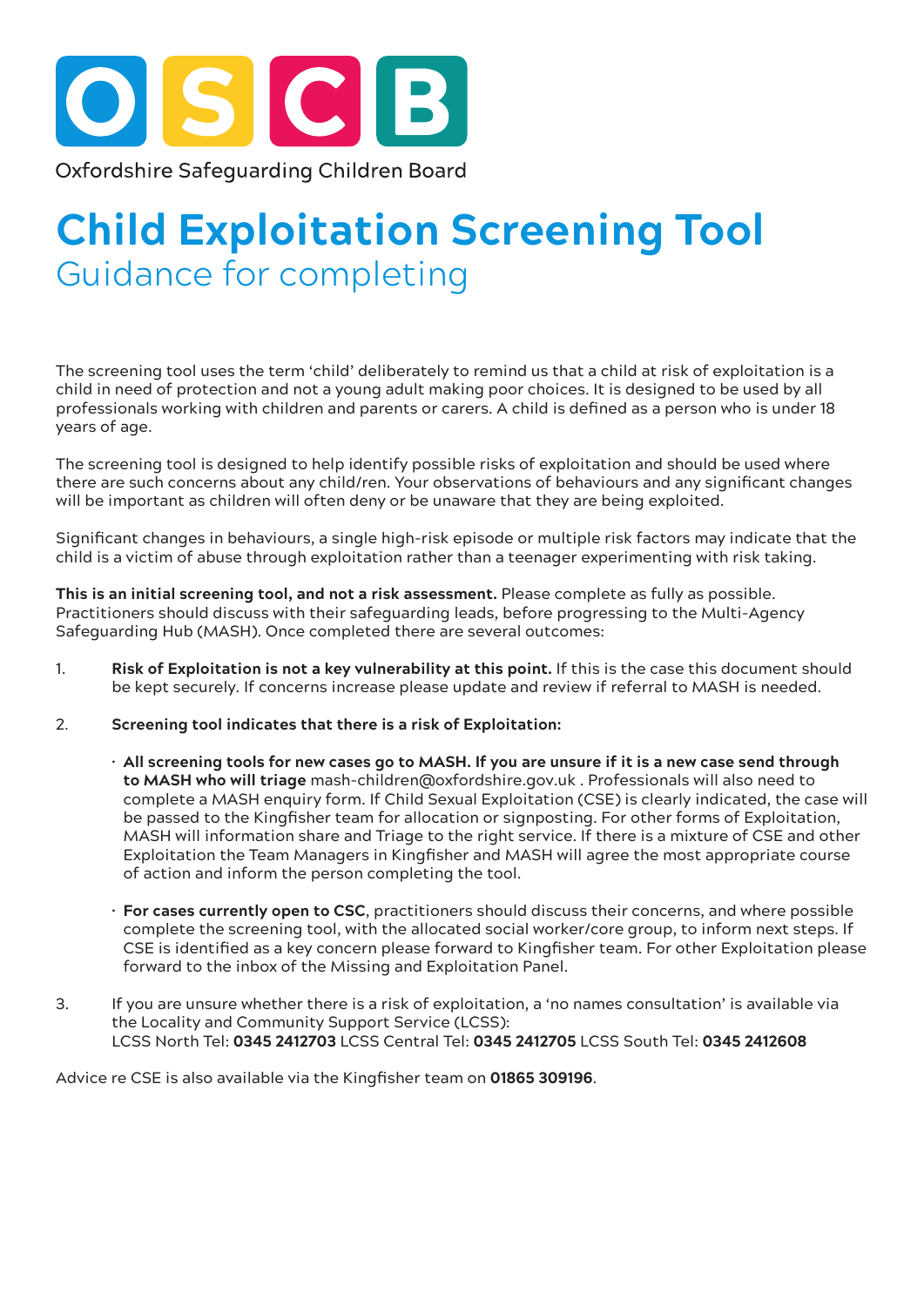OSCB

Oxfordshire Safeguarding Children Board

# Child Exploitation Screening Tool

## Guidance for completing

The screening tool uses the term 'child' deliberately to remind us that a child at risk of exploitation is a child in need of protection and not a young adult making poor choices. It is designed to be used by all professionals working with children and parents or carers. A child is defined as a person who is under 18 years of age.

The screening tool is designed to help identify possible risks of exploitation and should be used where there are such concerns about any child/ren. Your observations of behaviours and any significant changes will be important as children will often deny or be unaware that they are being exploited.

Significant changes in behaviours, a single high-risk episode or multiple risk factors may indicate that the child is a victim of abuse through exploitation rather than a teenager experimenting with risk taking.

**This is an initial screening tool, and not a risk assessment.** Please complete as fully as possible. Practitioners should discuss with their safeguarding leads, before progressing to the Multi-Agency Safeguarding Hub (MASH). Once completed there are several outcomes:

1. **Risk of Exploitation is not a key vulnerability at this point.** If this is the case this document should be kept securely. If concerns increase please update and review if referral to MASH is needed.

2. **Screening tool indicates that there is a risk of Exploitation:**

   - **All screening tools for new cases go to MASH. If you are unsure if it is a new case send through to MASH who will triage** mash-children@oxfordshire.gov.uk . Professionals will also need to complete a MASH enquiry form. If Child Sexual Exploitation (CSE) is clearly indicated, the case will be passed to the Kingfisher team for allocation or signposting. For other forms of Exploitation, MASH will information share and Triage to the right service. If there is a mixture of CSE and other Exploitation the Team Managers in Kingfisher and MASH will agree the most appropriate course of action and inform the person completing the tool.

   - **For cases currently open to CSC**, practitioners should discuss their concerns, and where possible complete the screening tool, with the allocated social worker/core group, to inform next steps. If CSE is identified as a key concern please forward to Kingfisher team. For other Exploitation please forward to the inbox of the Missing and Exploitation Panel.

3. If you are unsure whether there is a risk of exploitation, a 'no names consultation' is available via the Locality and Community Support Service (LCSS):
   LCSS North Tel: **0345 2412703** LCSS Central Tel: **0345 2412705** LCSS South Tel: **0345 2412608**

Advice re CSE is also available via the Kingfisher team on **01865 309196**.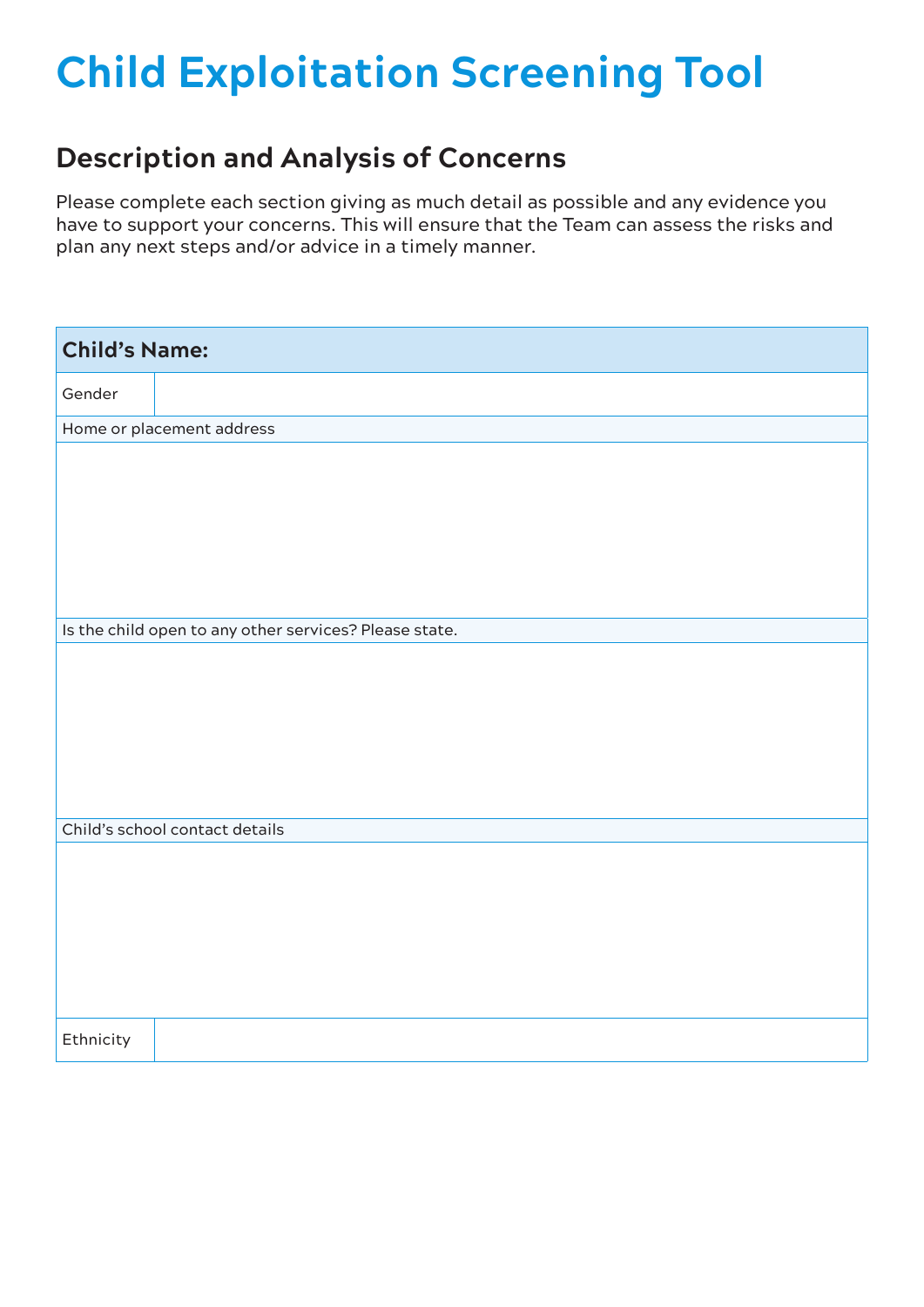# Child Exploitation Screening Tool

## Description and Analysis of Concerns

Please complete each section giving as much detail as possible and any evidence you have to support your concerns. This will ensure that the Team can assess the risks and plan any next steps and/or advice in a timely manner.

| **Child's Name:** | |
|---|---|
| Gender | |
| Home or placement address | |
| | |
| Is the child open to any other services? Please state. | |
| | |
| Child's school contact details | |
| | |
| Ethnicity | |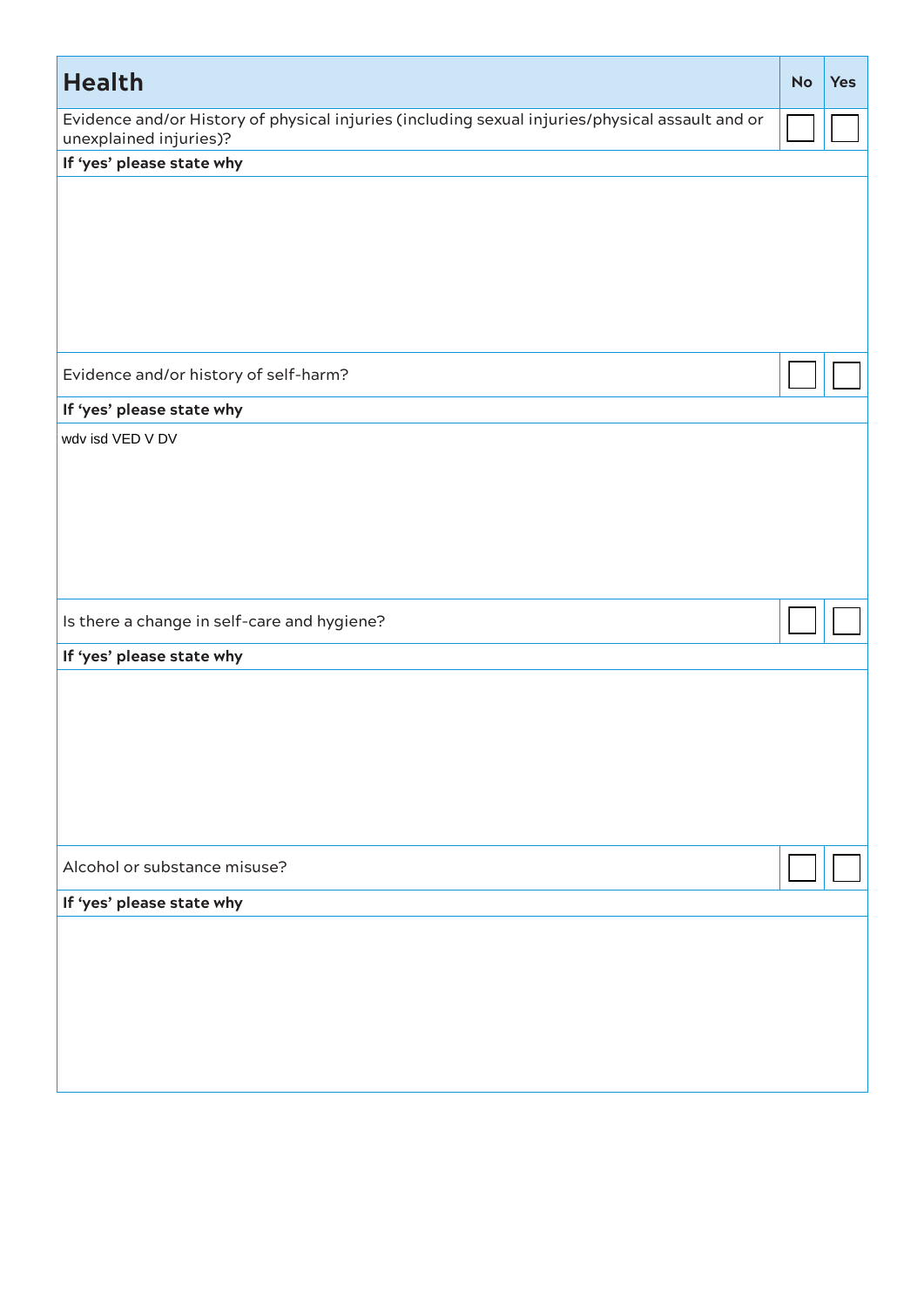| Health | No | Yes |
|---|---|---|
| Evidence and/or History of physical injuries (including sexual injuries/physical assault and or unexplained injuries)? | ☐ | ☐ |
| **If 'yes' please state why** | | |
| | | |
| Evidence and/or history of self-harm? | ☐ | ☐ |
| **If 'yes' please state why** | | |
| wdv isd VED V DV | | |
| Is there a change in self-care and hygiene? | ☐ | ☐ |
| **If 'yes' please state why** | | |
| | | |
| Alcohol or substance misuse? | ☐ | ☐ |
| **If 'yes' please state why** | | |
| | | |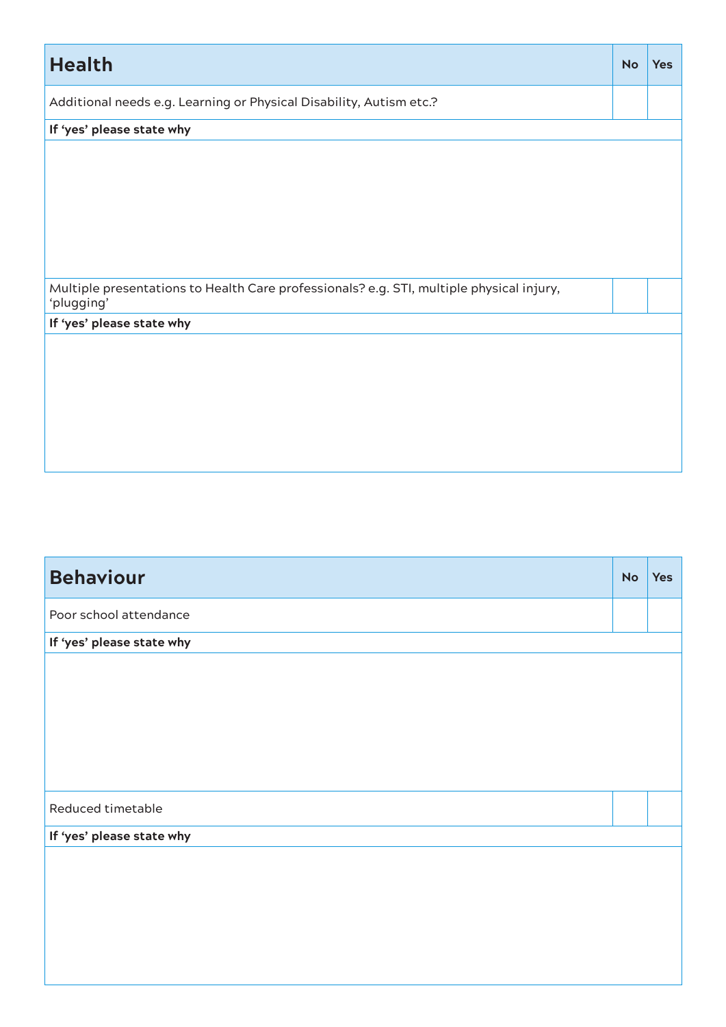| Health | No | Yes |
|---|---|---|
| Additional needs e.g. Learning or Physical Disability, Autism etc.? | | |
| **If 'yes' please state why** | | |
| | | |
| Multiple presentations to Health Care professionals? e.g. STI, multiple physical injury, 'plugging' | | |
| **If 'yes' please state why** | | |
| | | |

| Behaviour | No | Yes |
|---|---|---|
| Poor school attendance | | |
| **If 'yes' please state why** | | |
| | | |
| Reduced timetable | | |
| **If 'yes' please state why** | | |
| | | |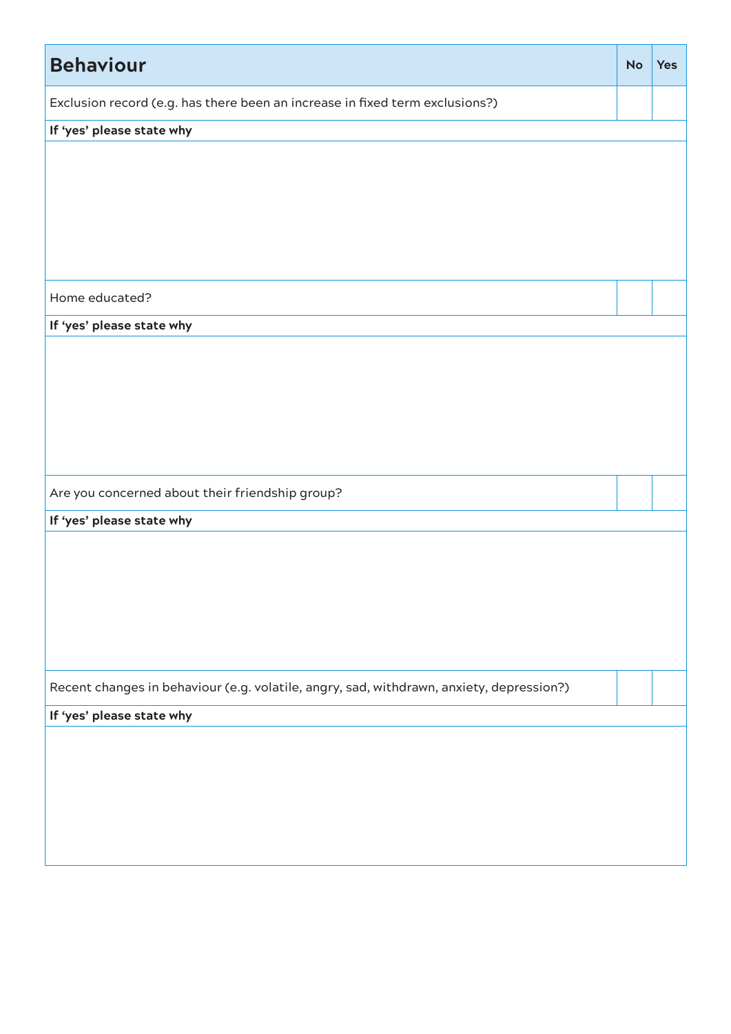| Behaviour | No | Yes |
|---|---|---|
| Exclusion record (e.g. has there been an increase in fixed term exclusions?) | | |
| **If 'yes' please state why** | | |
| | | |
| Home educated? | | |
| **If 'yes' please state why** | | |
| | | |
| Are you concerned about their friendship group? | | |
| **If 'yes' please state why** | | |
| | | |
| Recent changes in behaviour (e.g. volatile, angry, sad, withdrawn, anxiety, depression?) | | |
| **If 'yes' please state why** | | |
| | | |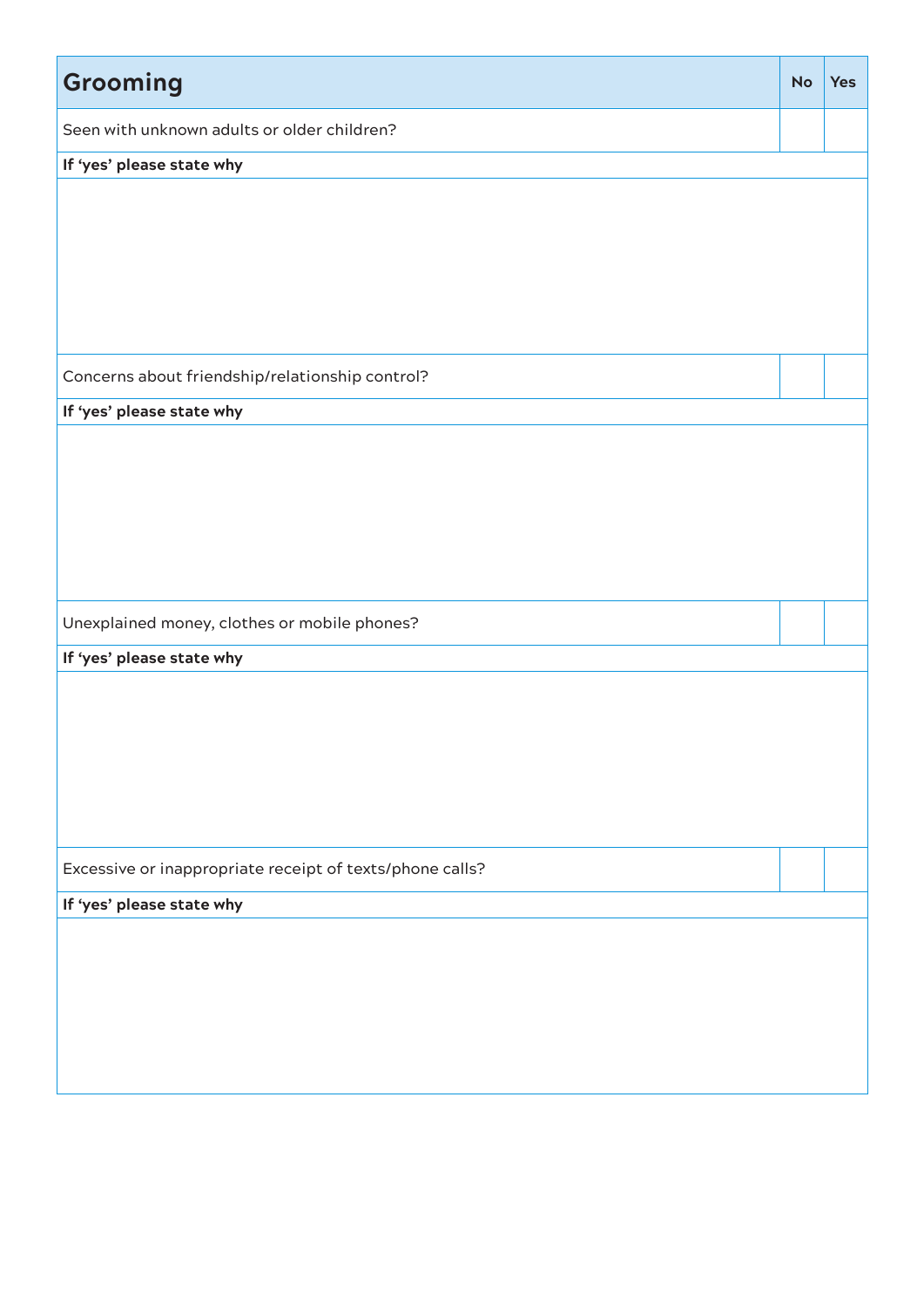| Grooming | No | Yes |
|---|---|---|
| Seen with unknown adults or older children? | | |
| **If 'yes' please state why** | | |
| | | |
| Concerns about friendship/relationship control? | | |
| **If 'yes' please state why** | | |
| | | |
| Unexplained money, clothes or mobile phones? | | |
| **If 'yes' please state why** | | |
| | | |
| Excessive or inappropriate receipt of texts/phone calls? | | |
| **If 'yes' please state why** | | |
| | | |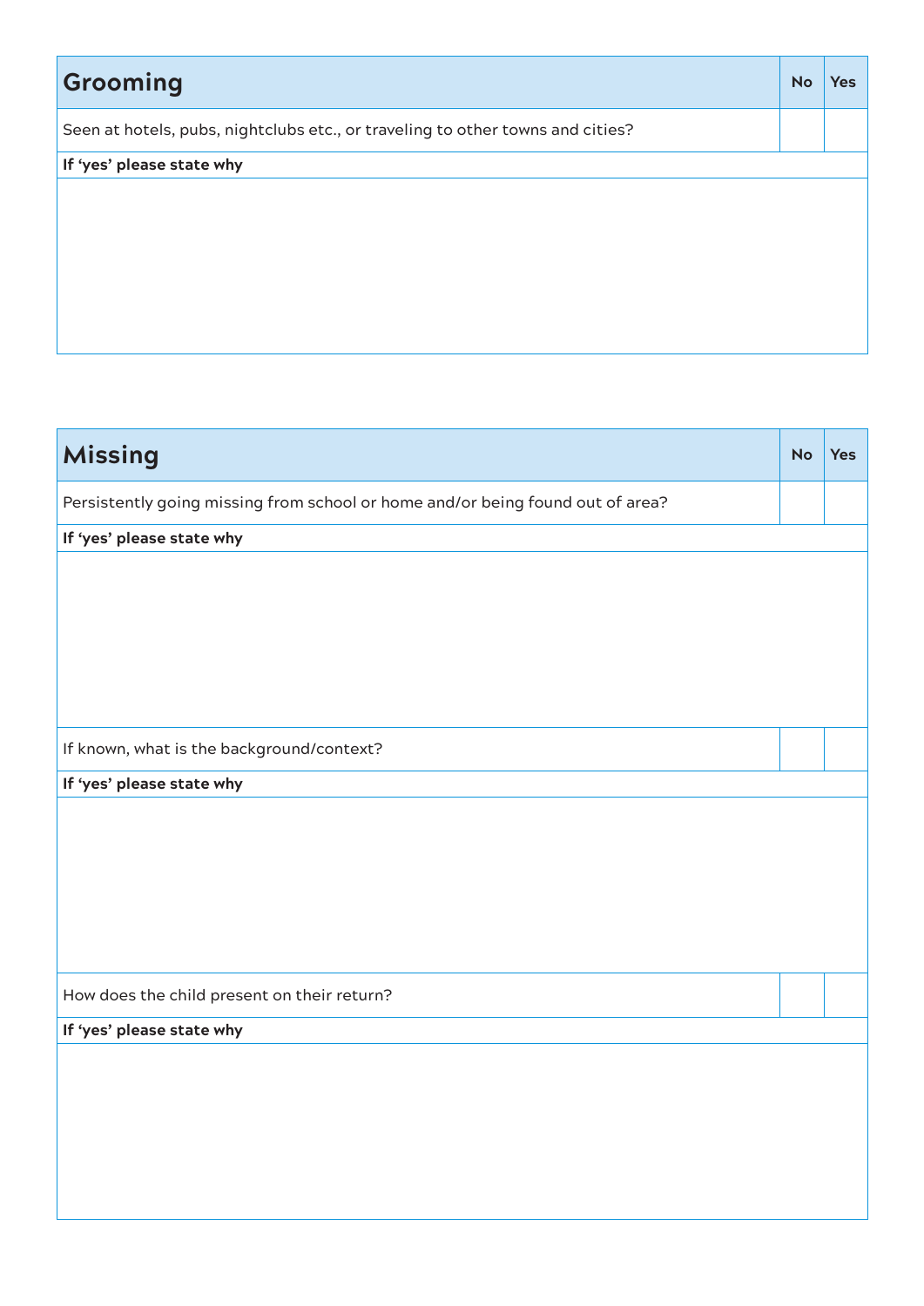| Grooming | No | Yes |
|---|---|---|
| Seen at hotels, pubs, nightclubs etc., or traveling to other towns and cities? | | |
| **If 'yes' please state why** | | |
| | | |

| Missing | No | Yes |
|---|---|---|
| Persistently going missing from school or home and/or being found out of area? | | |
| **If 'yes' please state why** | | |
| | | |
| If known, what is the background/context? | | |
| **If 'yes' please state why** | | |
| | | |
| How does the child present on their return? | | |
| **If 'yes' please state why** | | |
| | | |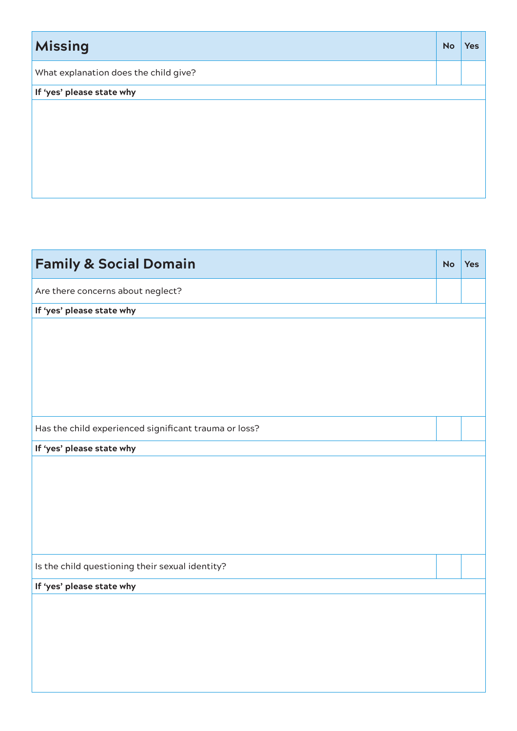| Missing | No | Yes |
|---|---|---|
| What explanation does the child give? | | |
| **If 'yes' please state why** | | |
| | | |

| Family & Social Domain | No | Yes |
|---|---|---|
| Are there concerns about neglect? | | |
| **If 'yes' please state why** | | |
| | | |
| Has the child experienced significant trauma or loss? | | |
| **If 'yes' please state why** | | |
| | | |
| Is the child questioning their sexual identity? | | |
| **If 'yes' please state why** | | |
| | | |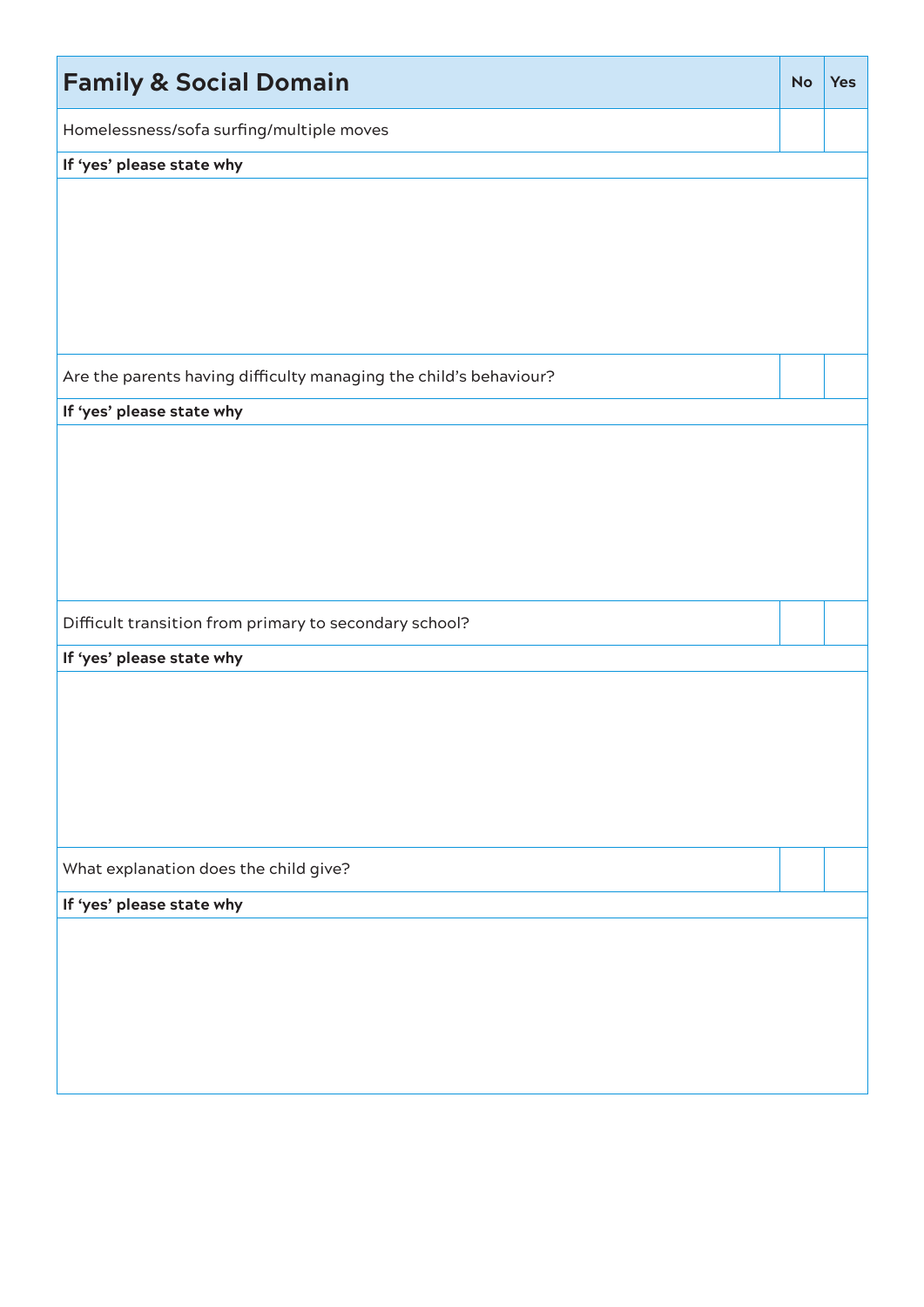| Family & Social Domain | No | Yes |
|---|---|---|
| Homelessness/sofa surfing/multiple moves | | |
| **If 'yes' please state why** | | |
| | | |
| Are the parents having difficulty managing the child's behaviour? | | |
| **If 'yes' please state why** | | |
| | | |
| Difficult transition from primary to secondary school? | | |
| **If 'yes' please state why** | | |
| | | |
| What explanation does the child give? | | |
| **If 'yes' please state why** | | |
| | | |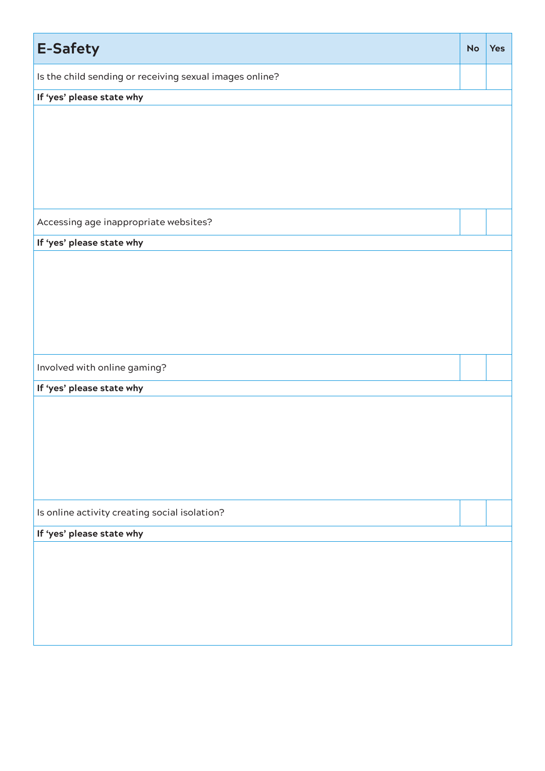| E-Safety | No | Yes |
|---|---|---|
| Is the child sending or receiving sexual images online? | | |
| **If 'yes' please state why** | | |
| | | |
| Accessing age inappropriate websites? | | |
| **If 'yes' please state why** | | |
| | | |
| Involved with online gaming? | | |
| **If 'yes' please state why** | | |
| | | |
| Is online activity creating social isolation? | | |
| **If 'yes' please state why** | | |
| | | |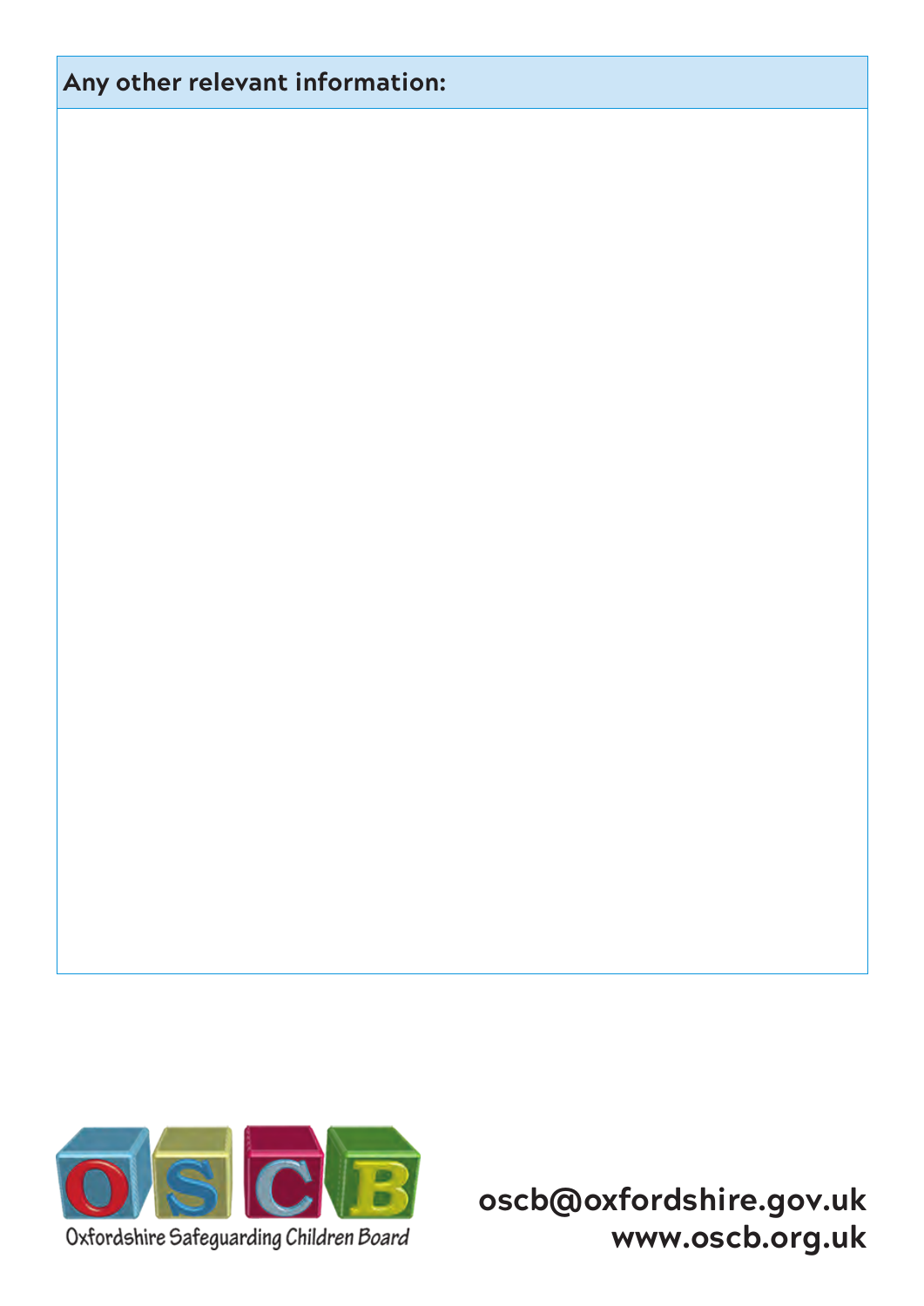| Any other relevant information: |
| --- |
| |

Oxfordshire Safeguarding Children Board

oscb@oxfordshire.gov.uk
www.oscb.org.uk